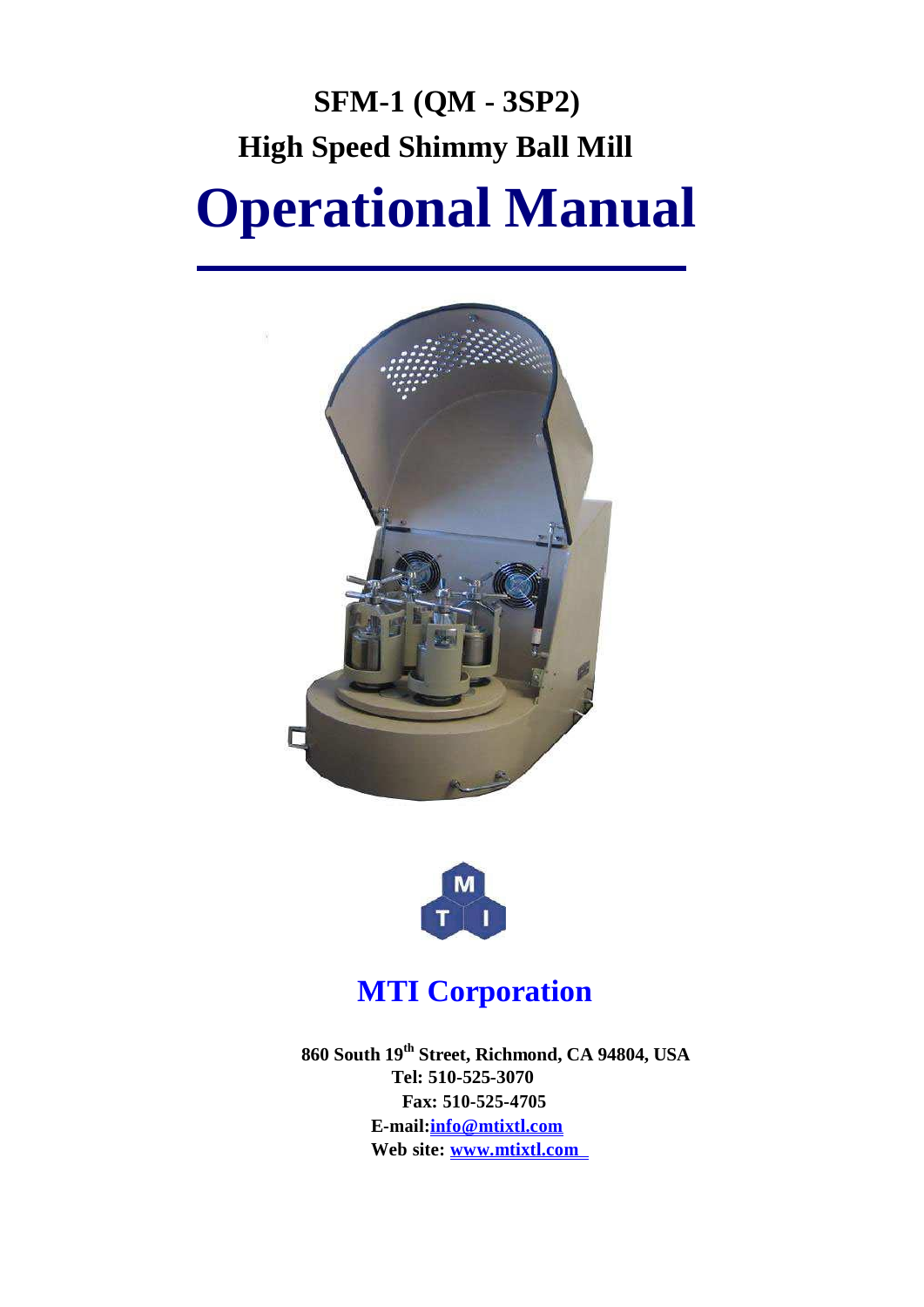# SFM-1 (QM - 3SP2)

## High Speed Shimmy Ball Mill

# Operational Manual

## MTI Corporation

**860 South 19th Street, Richmond, CA 94804, USA**
**Tel: 510-525-3070**
**Fax: 510-525-4705**
**E-mail:info@mtixtl.com**
**Web site: www.mtixtl.com**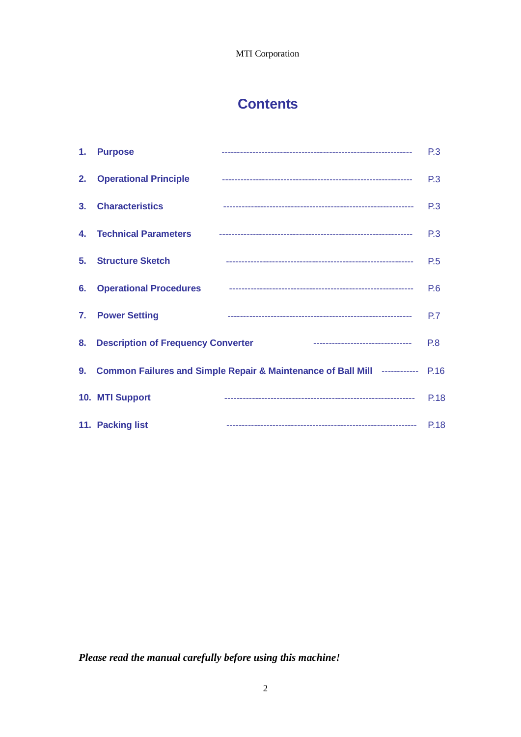# Contents

| | Section | Page |
|---|---|---|
| 1. | Purpose | P.3 |
| 2. | Operational Principle | P.3 |
| 3. | Characteristics | P.3 |
| 4. | Technical Parameters | P.3 |
| 5. | Structure Sketch | P.5 |
| 6. | Operational Procedures | P.6 |
| 7. | Power Setting | P.7 |
| 8. | Description of Frequency Converter | P.8 |
| 9. | Common Failures and Simple Repair & Maintenance of Ball Mill | P.16 |
| 10. | MTI Support | P.18 |
| 11. | Packing list | P.18 |

***Please read the manual carefully before using this machine!***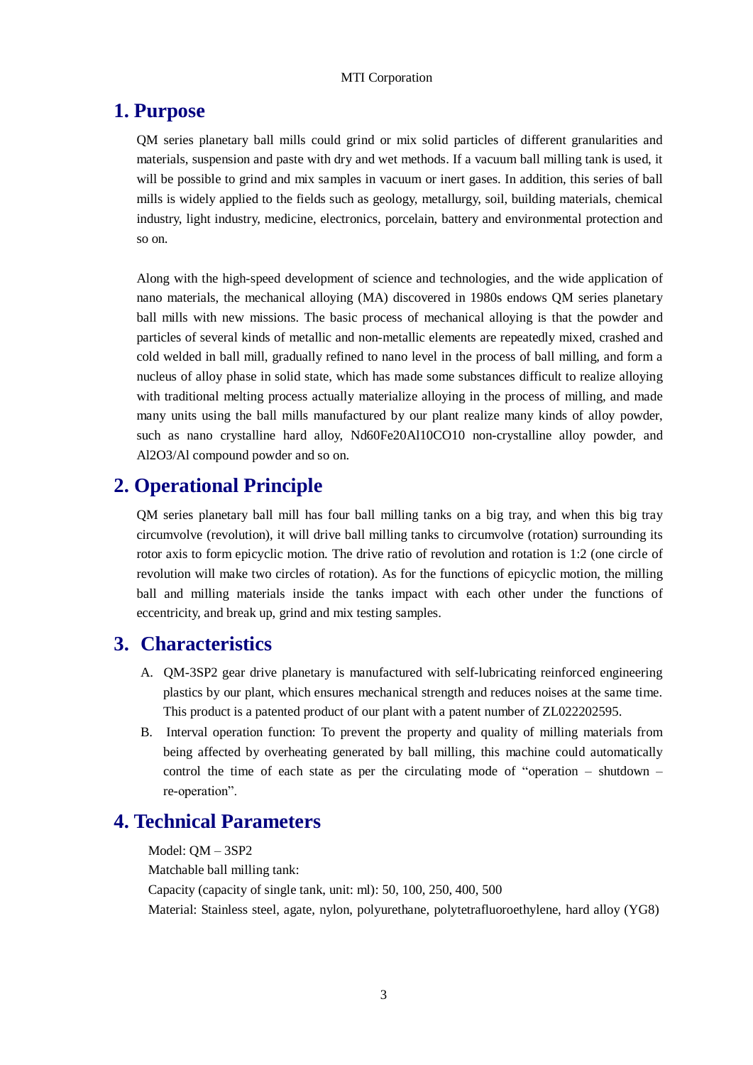## 1. Purpose

QM series planetary ball mills could grind or mix solid particles of different granularities and materials, suspension and paste with dry and wet methods. If a vacuum ball milling tank is used, it will be possible to grind and mix samples in vacuum or inert gases. In addition, this series of ball mills is widely applied to the fields such as geology, metallurgy, soil, building materials, chemical industry, light industry, medicine, electronics, porcelain, battery and environmental protection and so on.

Along with the high-speed development of science and technologies, and the wide application of nano materials, the mechanical alloying (MA) discovered in 1980s endows QM series planetary ball mills with new missions. The basic process of mechanical alloying is that the powder and particles of several kinds of metallic and non-metallic elements are repeatedly mixed, crashed and cold welded in ball mill, gradually refined to nano level in the process of ball milling, and form a nucleus of alloy phase in solid state, which has made some substances difficult to realize alloying with traditional melting process actually materialize alloying in the process of milling, and made many units using the ball mills manufactured by our plant realize many kinds of alloy powder, such as nano crystalline hard alloy, Nd60Fe20Al10CO10 non-crystalline alloy powder, and $Al_2O_3$/Al compound powder and so on.

## 2. Operational Principle

QM series planetary ball mill has four ball milling tanks on a big tray, and when this big tray circumvolve (revolution), it will drive ball milling tanks to circumvolve (rotation) surrounding its rotor axis to form epicyclic motion. The drive ratio of revolution and rotation is 1:2 (one circle of revolution will make two circles of rotation). As for the functions of epicyclic motion, the milling ball and milling materials inside the tanks impact with each other under the functions of eccentricity, and break up, grind and mix testing samples.

## 3. Characteristics

A. QM-3SP2 gear drive planetary is manufactured with self-lubricating reinforced engineering plastics by our plant, which ensures mechanical strength and reduces noises at the same time. This product is a patented product of our plant with a patent number of ZL022202595.

B. Interval operation function: To prevent the property and quality of milling materials from being affected by overheating generated by ball milling, this machine could automatically control the time of each state as per the circulating mode of "operation – shutdown – re-operation".

## 4. Technical Parameters

Model: QM – 3SP2

Matchable ball milling tank:

Capacity (capacity of single tank, unit: ml): 50, 100, 250, 400, 500

Material: Stainless steel, agate, nylon, polyurethane, polytetrafluoroethylene, hard alloy (YG8)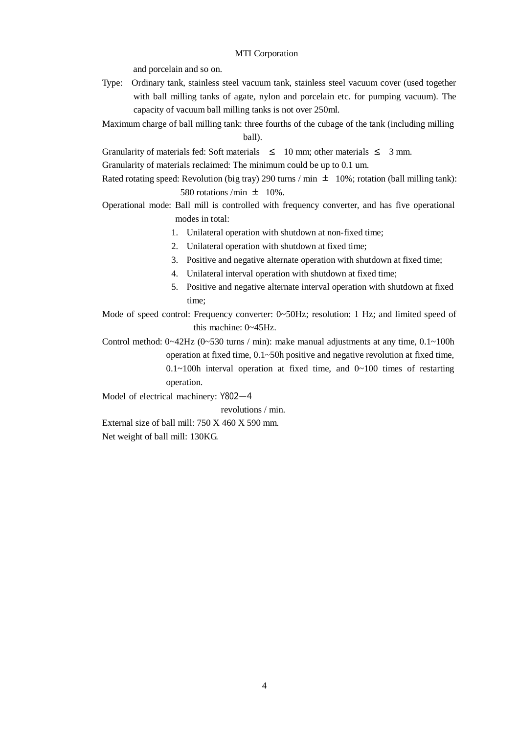and porcelain and so on.

Type: Ordinary tank, stainless steel vacuum tank, stainless steel vacuum cover (used together with ball milling tanks of agate, nylon and porcelain etc. for pumping vacuum). The capacity of vacuum ball milling tanks is not over 250ml.

Maximum charge of ball milling tank: three fourths of the cubage of the tank (including milling ball).

Granularity of materials fed: Soft materials ≤ 10 mm; other materials ≤ 3 mm.

Granularity of materials reclaimed: The minimum could be up to 0.1 um.

Rated rotating speed: Revolution (big tray) 290 turns / min ± 10%; rotation (ball milling tank): 580 rotations /min ± 10%.

Operational mode: Ball mill is controlled with frequency converter, and has five operational modes in total:

1. Unilateral operation with shutdown at non-fixed time;
2. Unilateral operation with shutdown at fixed time;
3. Positive and negative alternate operation with shutdown at fixed time;
4. Unilateral interval operation with shutdown at fixed time;
5. Positive and negative alternate interval operation with shutdown at fixed time;

Mode of speed control: Frequency converter: 0~50Hz; resolution: 1 Hz; and limited speed of this machine: 0~45Hz.

Control method: 0~42Hz (0~530 turns / min): make manual adjustments at any time, 0.1~100h operation at fixed time, 0.1~50h positive and negative revolution at fixed time, 0.1~100h interval operation at fixed time, and 0~100 times of restarting operation.

Model of electrical machinery: Y802－4

revolutions / min.

External size of ball mill: 750 X 460 X 590 mm.

Net weight of ball mill: 130KG.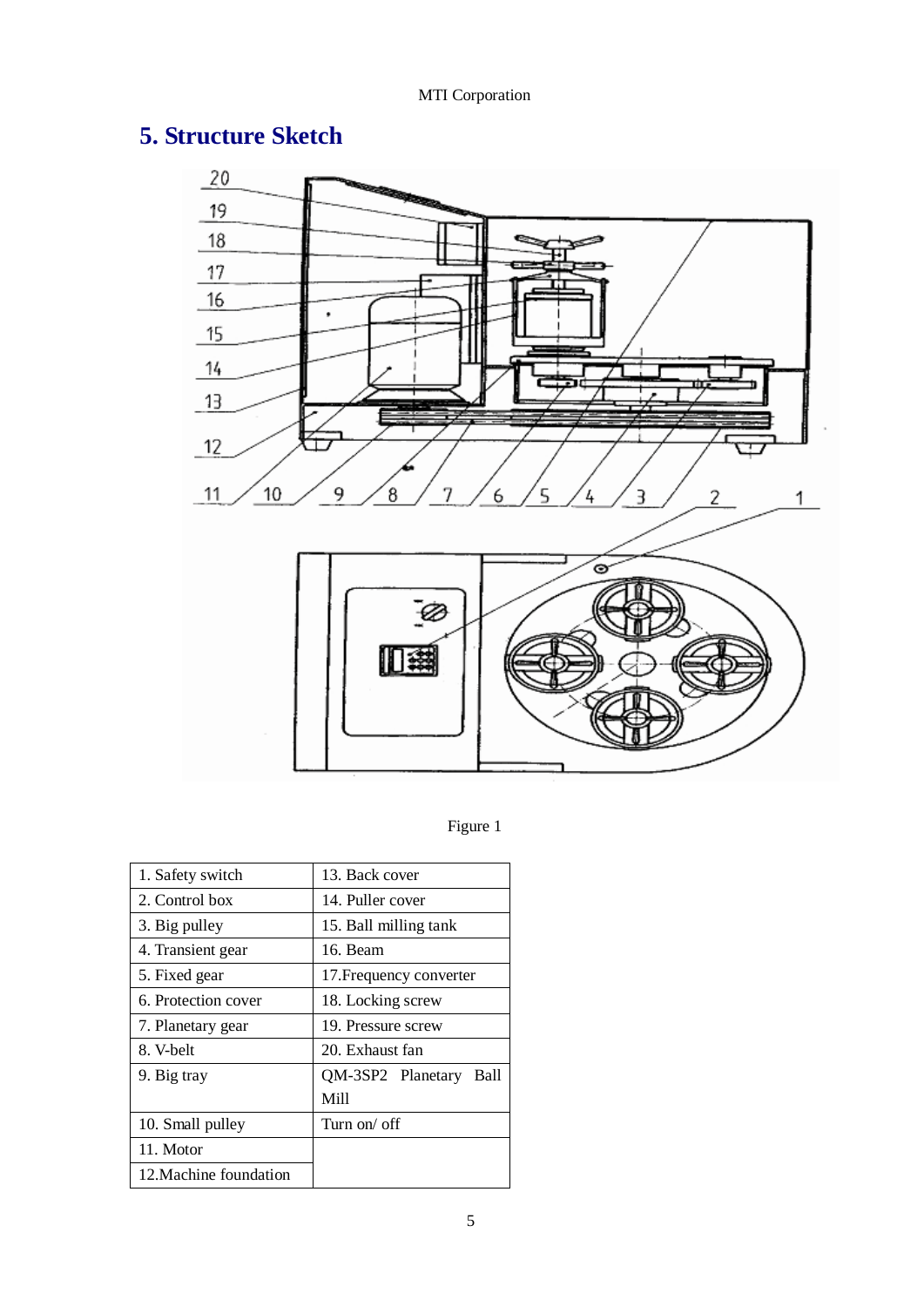## 5. Structure Sketch

Figure 1

| | |
|---|---|
| 1. Safety switch | 13. Back cover |
| 2. Control box | 14. Puller cover |
| 3. Big pulley | 15. Ball milling tank |
| 4. Transient gear | 16. Beam |
| 5. Fixed gear | 17.Frequency converter |
| 6. Protection cover | 18. Locking screw |
| 7. Planetary gear | 19. Pressure screw |
| 8. V-belt | 20. Exhaust fan |
| 9. Big tray | QM-3SP2 Planetary Ball Mill |
| 10. Small pulley | Turn on/ off |
| 11. Motor | |
| 12.Machine foundation | |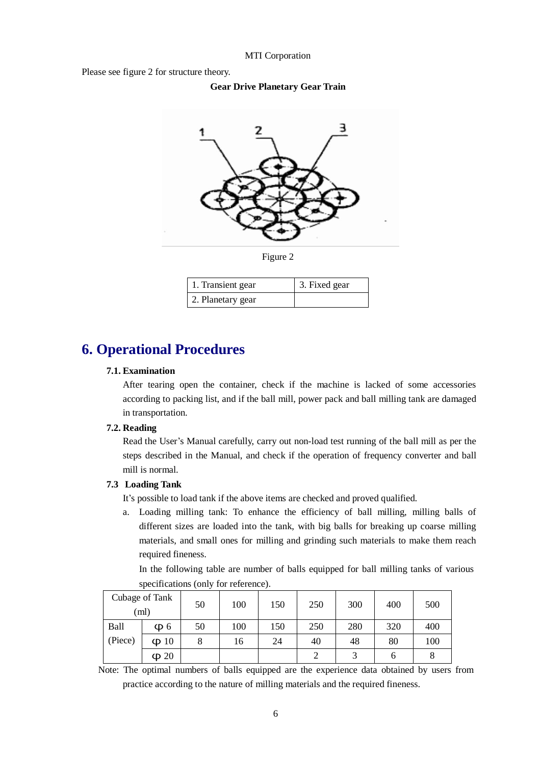Please see figure 2 for structure theory.

**Gear Drive Planetary Gear Train**

Figure 2

| 1. Transient gear | 3. Fixed gear |
|---|---|
| 2. Planetary gear | |

# 6. Operational Procedures

### 7.1. Examination

After tearing open the container, check if the machine is lacked of some accessories according to packing list, and if the ball mill, power pack and ball milling tank are damaged in transportation.

### 7.2. Reading

Read the User's Manual carefully, carry out non-load test running of the ball mill as per the steps described in the Manual, and check if the operation of frequency converter and ball mill is normal.

### 7.3 Loading Tank

It's possible to load tank if the above items are checked and proved qualified.

a. Loading milling tank: To enhance the efficiency of ball milling, milling balls of different sizes are loaded into the tank, with big balls for breaking up coarse milling materials, and small ones for milling and grinding such materials to make them reach required fineness.

In the following table are number of balls equipped for ball milling tanks of various specifications (only for reference).

| Cubage of Tank (ml) | | 50 | 100 | 150 | 250 | 300 | 400 | 500 |
|---|---|---|---|---|---|---|---|---|
| Ball (Piece) | φ 6 | 50 | 100 | 150 | 250 | 280 | 320 | 400 |
| | φ 10 | 8 | 16 | 24 | 40 | 48 | 80 | 100 |
| | φ 20 | | | | 2 | 3 | 6 | 8 |

Note: The optimal numbers of balls equipped are the experience data obtained by users from practice according to the nature of milling materials and the required fineness.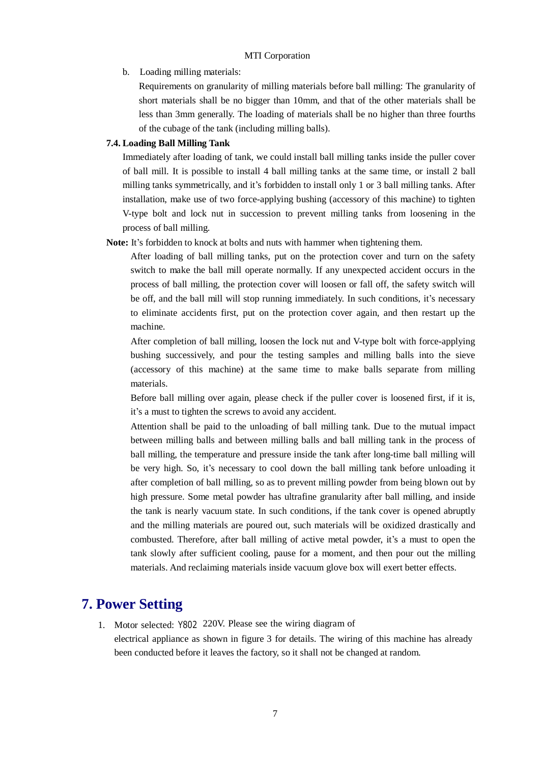b. Loading milling materials:

Requirements on granularity of milling materials before ball milling: The granularity of short materials shall be no bigger than 10mm, and that of the other materials shall be less than 3mm generally. The loading of materials shall be no higher than three fourths of the cubage of the tank (including milling balls).

### 7.4. Loading Ball Milling Tank

Immediately after loading of tank, we could install ball milling tanks inside the puller cover of ball mill. It is possible to install 4 ball milling tanks at the same time, or install 2 ball milling tanks symmetrically, and it's forbidden to install only 1 or 3 ball milling tanks. After installation, make use of two force-applying bushing (accessory of this machine) to tighten V-type bolt and lock nut in succession to prevent milling tanks from loosening in the process of ball milling.

**Note:** It's forbidden to knock at bolts and nuts with hammer when tightening them.

After loading of ball milling tanks, put on the protection cover and turn on the safety switch to make the ball mill operate normally. If any unexpected accident occurs in the process of ball milling, the protection cover will loosen or fall off, the safety switch will be off, and the ball mill will stop running immediately. In such conditions, it's necessary to eliminate accidents first, put on the protection cover again, and then restart up the machine.

After completion of ball milling, loosen the lock nut and V-type bolt with force-applying bushing successively, and pour the testing samples and milling balls into the sieve (accessory of this machine) at the same time to make balls separate from milling materials.

Before ball milling over again, please check if the puller cover is loosened first, if it is, it's a must to tighten the screws to avoid any accident.

Attention shall be paid to the unloading of ball milling tank. Due to the mutual impact between milling balls and between milling balls and ball milling tank in the process of ball milling, the temperature and pressure inside the tank after long-time ball milling will be very high. So, it's necessary to cool down the ball milling tank before unloading it after completion of ball milling, so as to prevent milling powder from being blown out by high pressure. Some metal powder has ultrafine granularity after ball milling, and inside the tank is nearly vacuum state. In such conditions, if the tank cover is opened abruptly and the milling materials are poured out, such materials will be oxidized drastically and combusted. Therefore, after ball milling of active metal powder, it's a must to open the tank slowly after sufficient cooling, pause for a moment, and then pour out the milling materials. And reclaiming materials inside vacuum glove box will exert better effects.

## 7. Power Setting

1. Motor selected: Y802 220V. Please see the wiring diagram of electrical appliance as shown in figure 3 for details. The wiring of this machine has already been conducted before it leaves the factory, so it shall not be changed at random.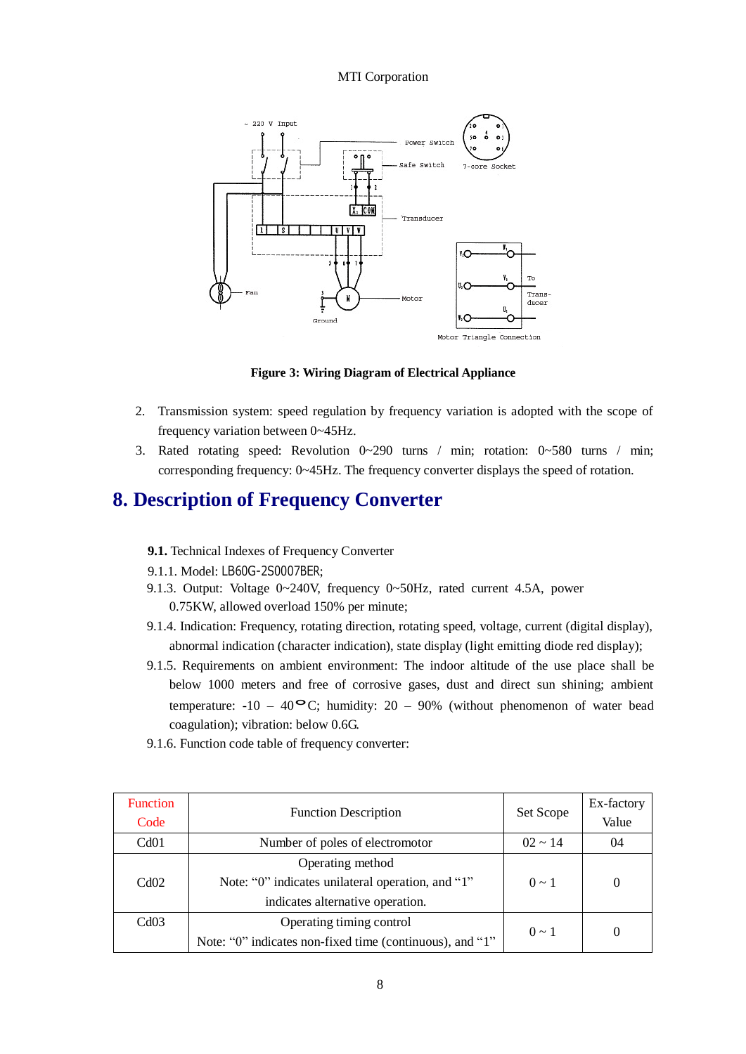**Figure 3: Wiring Diagram of Electrical Appliance**

2. Transmission system: speed regulation by frequency variation is adopted with the scope of frequency variation between 0~45Hz.
3. Rated rotating speed: Revolution 0~290 turns / min; rotation: 0~580 turns / min; corresponding frequency: 0~45Hz. The frequency converter displays the speed of rotation.

# 8. Description of Frequency Converter

**9.1.** Technical Indexes of Frequency Converter

9.1.1. Model: LB60G-2S0007BER;

9.1.3. Output: Voltage 0~240V, frequency 0~50Hz, rated current 4.5A, power 0.75KW, allowed overload 150% per minute;

9.1.4. Indication: Frequency, rotating direction, rotating speed, voltage, current (digital display), abnormal indication (character indication), state display (light emitting diode red display);

9.1.5. Requirements on ambient environment: The indoor altitude of the use place shall be below 1000 meters and free of corrosive gases, dust and direct sun shining; ambient temperature: -10 – 40°C; humidity: 20 – 90% (without phenomenon of water bead coagulation); vibration: below 0.6G.

9.1.6. Function code table of frequency converter:

| Function Code | Function Description | Set Scope | Ex-factory Value |
|---|---|---|---|
| Cd01 | Number of poles of electromotor | 02 ~ 14 | 04 |
| Cd02 | Operating method<br>Note: “0” indicates unilateral operation, and “1” indicates alternative operation. | 0 ~ 1 | 0 |
| Cd03 | Operating timing control<br>Note: “0” indicates non-fixed time (continuous), and “1” | 0 ~ 1 | 0 |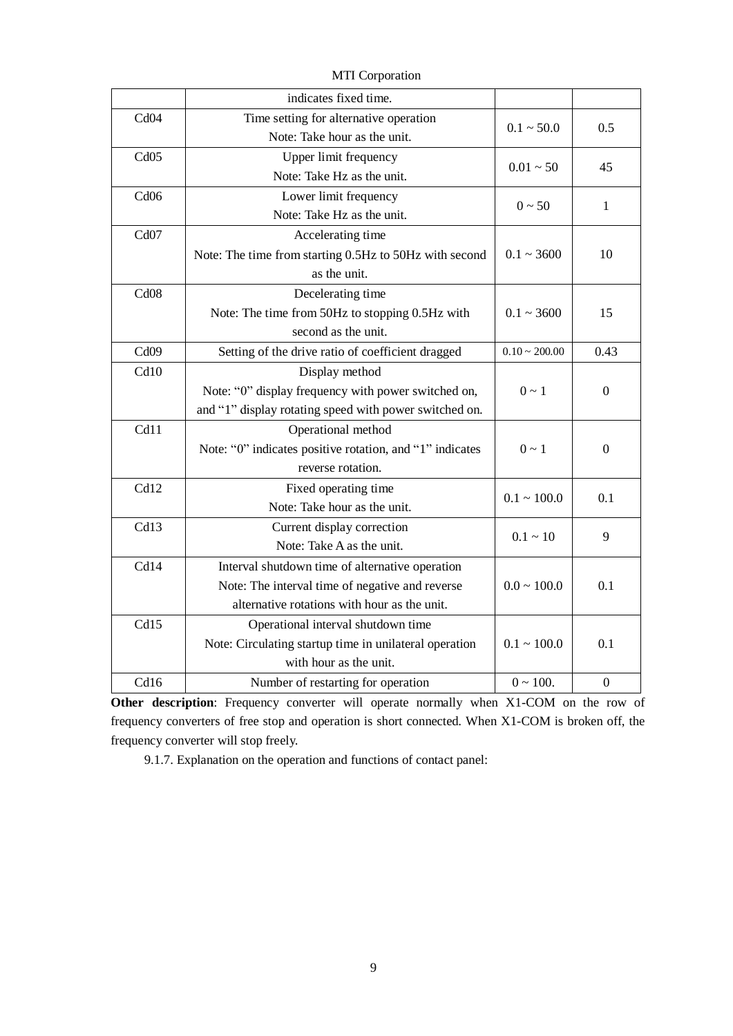| | | | |
|---|---|---|---|
| | indicates fixed time. | | |
| Cd04 | Time setting for alternative operation<br>Note: Take hour as the unit. | 0.1 ~ 50.0 | 0.5 |
| Cd05 | Upper limit frequency<br>Note: Take Hz as the unit. | 0.01 ~ 50 | 45 |
| Cd06 | Lower limit frequency<br>Note: Take Hz as the unit. | 0 ~ 50 | 1 |
| Cd07 | Accelerating time<br>Note: The time from starting 0.5Hz to 50Hz with second as the unit. | 0.1 ~ 3600 | 10 |
| Cd08 | Decelerating time<br>Note: The time from 50Hz to stopping 0.5Hz with second as the unit. | 0.1 ~ 3600 | 15 |
| Cd09 | Setting of the drive ratio of coefficient dragged | 0.10 ~ 200.00 | 0.43 |
| Cd10 | Display method<br>Note: "0" display frequency with power switched on, and "1" display rotating speed with power switched on. | 0 ~ 1 | 0 |
| Cd11 | Operational method<br>Note: "0" indicates positive rotation, and "1" indicates reverse rotation. | 0 ~ 1 | 0 |
| Cd12 | Fixed operating time<br>Note: Take hour as the unit. | 0.1 ~ 100.0 | 0.1 |
| Cd13 | Current display correction<br>Note: Take A as the unit. | 0.1 ~ 10 | 9 |
| Cd14 | Interval shutdown time of alternative operation<br>Note: The interval time of negative and reverse alternative rotations with hour as the unit. | 0.0 ~ 100.0 | 0.1 |
| Cd15 | Operational interval shutdown time<br>Note: Circulating startup time in unilateral operation with hour as the unit. | 0.1 ~ 100.0 | 0.1 |
| Cd16 | Number of restarting for operation | 0 ~ 100. | 0 |

**Other description**: Frequency converter will operate normally when X1-COM on the row of frequency converters of free stop and operation is short connected. When X1-COM is broken off, the frequency converter will stop freely.

9.1.7. Explanation on the operation and functions of contact panel: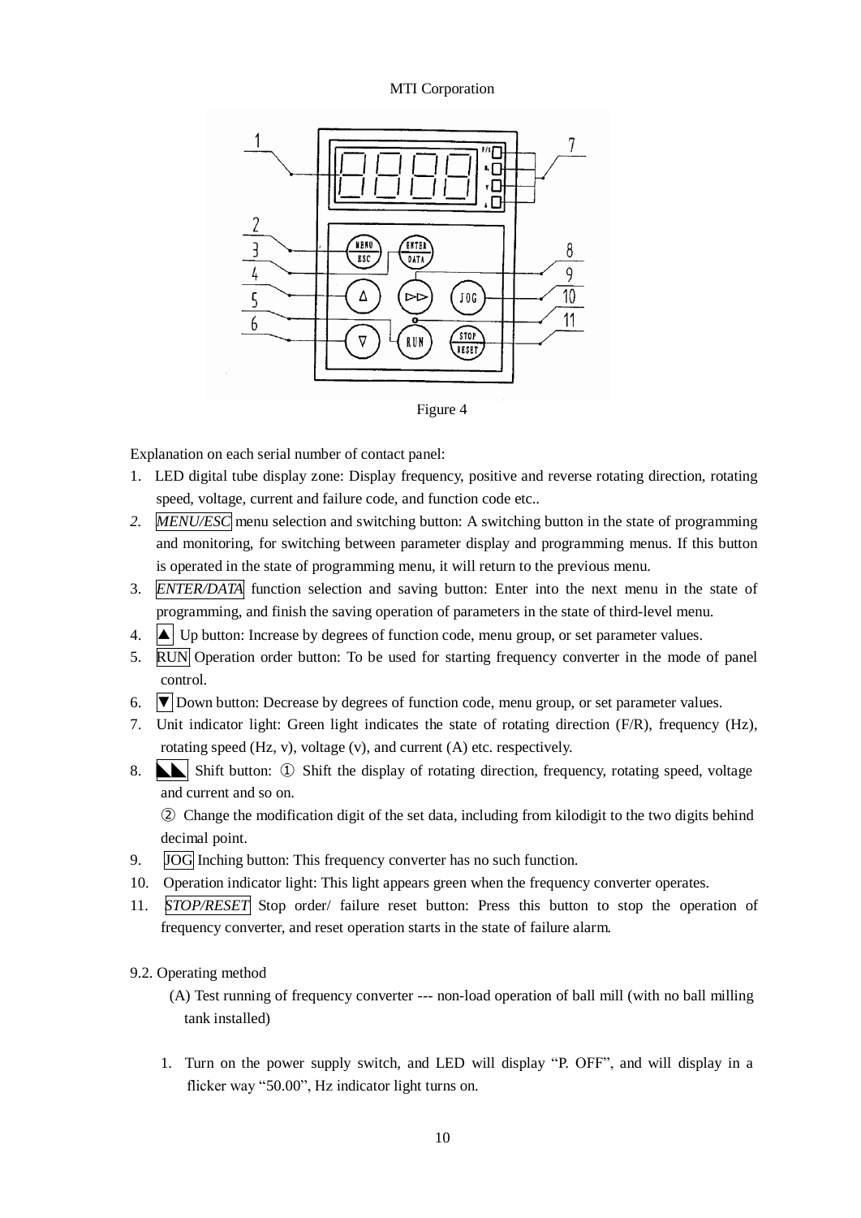Figure 4

Explanation on each serial number of contact panel:

1. LED digital tube display zone: Display frequency, positive and reverse rotating direction, rotating speed, voltage, current and failure code, and function code etc..
2. *MENU/ESC* menu selection and switching button: A switching button in the state of programming and monitoring, for switching between parameter display and programming menus. If this button is operated in the state of programming menu, it will return to the previous menu.
3. *ENTER/DATA* function selection and saving button: Enter into the next menu in the state of programming, and finish the saving operation of parameters in the state of third-level menu.
4. ▲ Up button: Increase by degrees of function code, menu group, or set parameter values.
5. RUN Operation order button: To be used for starting frequency converter in the mode of panel control.
6. ▼ Down button: Decrease by degrees of function code, menu group, or set parameter values.
7. Unit indicator light: Green light indicates the state of rotating direction (F/R), frequency (Hz), rotating speed (Hz, v), voltage (v), and current (A) etc. respectively.
8. ►► Shift button: ① Shift the display of rotating direction, frequency, rotating speed, voltage and current and so on.

   ② Change the modification digit of the set data, including from kilodigit to the two digits behind decimal point.
9. JOG Inching button: This frequency converter has no such function.
10. Operation indicator light: This light appears green when the frequency converter operates.
11. *STOP/RESET* Stop order/ failure reset button: Press this button to stop the operation of frequency converter, and reset operation starts in the state of failure alarm.

9.2. Operating method

(A) Test running of frequency converter --- non-load operation of ball mill (with no ball milling tank installed)

1. Turn on the power supply switch, and LED will display "P. OFF", and will display in a flicker way "50.00", Hz indicator light turns on.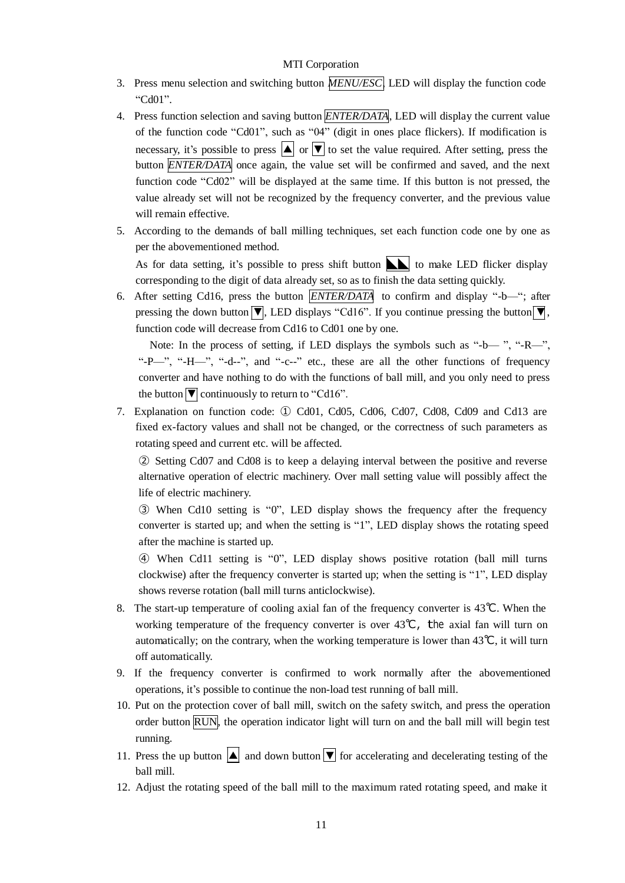3. Press menu selection and switching button *MENU/ESC*, LED will display the function code "Cd01".
4. Press function selection and saving button *ENTER/DATA*, LED will display the current value of the function code "Cd01", such as "04" (digit in ones place flickers). If modification is necessary, it's possible to press ▲ or ▼ to set the value required. After setting, press the button *ENTER/DATA* once again, the value set will be confirmed and saved, and the next function code "Cd02" will be displayed at the same time. If this button is not pressed, the value already set will not be recognized by the frequency converter, and the previous value will remain effective.
5. According to the demands of ball milling techniques, set each function code one by one as per the abovementioned method.

   As for data setting, it's possible to press shift button ◣◣ to make LED flicker display corresponding to the digit of data already set, so as to finish the data setting quickly.
6. After setting Cd16, press the button *ENTER/DATA* to confirm and display "-b—"; after pressing the down button ▼, LED displays "Cd16". If you continue pressing the button ▼, function code will decrease from Cd16 to Cd01 one by one.

   Note: In the process of setting, if LED displays the symbols such as "-b— ", "-R—", "-P—", "-H—", "-d--", and "-c--" etc., these are all the other functions of frequency converter and have nothing to do with the functions of ball mill, and you only need to press the button ▼ continuously to return to "Cd16".
7. Explanation on function code: ① Cd01, Cd05, Cd06, Cd07, Cd08, Cd09 and Cd13 are fixed ex-factory values and shall not be changed, or the correctness of such parameters as rotating speed and current etc. will be affected.

   ② Setting Cd07 and Cd08 is to keep a delaying interval between the positive and reverse alternative operation of electric machinery. Over mall setting value will possibly affect the life of electric machinery.

   ③ When Cd10 setting is "0", LED display shows the frequency after the frequency converter is started up; and when the setting is "1", LED display shows the rotating speed after the machine is started up.

   ④ When Cd11 setting is "0", LED display shows positive rotation (ball mill turns clockwise) after the frequency converter is started up; when the setting is "1", LED display shows reverse rotation (ball mill turns anticlockwise).
8. The start-up temperature of cooling axial fan of the frequency converter is 43℃. When the working temperature of the frequency converter is over 43℃, the axial fan will turn on automatically; on the contrary, when the working temperature is lower than 43℃, it will turn off automatically.
9. If the frequency converter is confirmed to work normally after the abovementioned operations, it's possible to continue the non-load test running of ball mill.
10. Put on the protection cover of ball mill, switch on the safety switch, and press the operation order button RUN, the operation indicator light will turn on and the ball mill will begin test running.
11. Press the up button ▲ and down button ▼ for accelerating and decelerating testing of the ball mill.
12. Adjust the rotating speed of the ball mill to the maximum rated rotating speed, and make it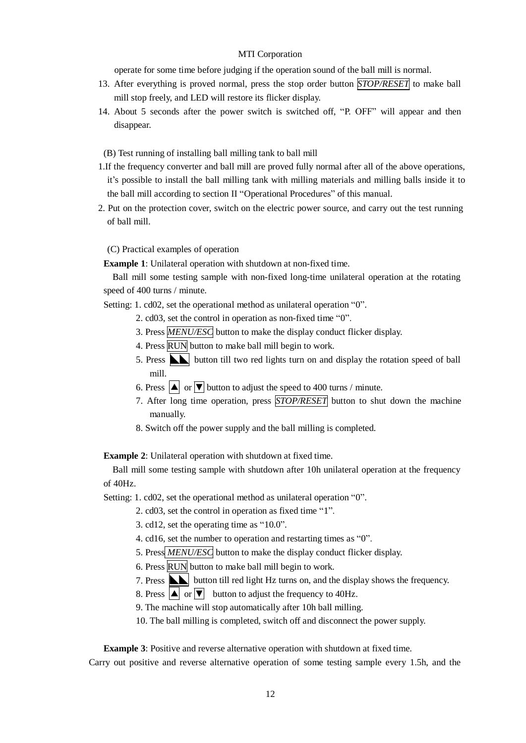operate for some time before judging if the operation sound of the ball mill is normal.

13. After everything is proved normal, press the stop order button *STOP/RESET* to make ball mill stop freely, and LED will restore its flicker display.
14. About 5 seconds after the power switch is switched off, "P. OFF" will appear and then disappear.

(B) Test running of installing ball milling tank to ball mill

1. If the frequency converter and ball mill are proved fully normal after all of the above operations, it's possible to install the ball milling tank with milling materials and milling balls inside it to the ball mill according to section II "Operational Procedures" of this manual.
2. Put on the protection cover, switch on the electric power source, and carry out the test running of ball mill.

(C) Practical examples of operation

**Example 1**: Unilateral operation with shutdown at non-fixed time.

Ball mill some testing sample with non-fixed long-time unilateral operation at the rotating speed of 400 turns / minute.

Setting: 1. cd02, set the operational method as unilateral operation "0".

2. cd03, set the control in operation as non-fixed time "0".
3. Press *MENU/ESC* button to make the display conduct flicker display.
4. Press RUN button to make ball mill begin to work.
5. Press ◣◣ button till two red lights turn on and display the rotation speed of ball mill.
6. Press ▲ or ▼ button to adjust the speed to 400 turns / minute.
7. After long time operation, press *STOP/RESET* button to shut down the machine manually.
8. Switch off the power supply and the ball milling is completed.

**Example 2**: Unilateral operation with shutdown at fixed time.

Ball mill some testing sample with shutdown after 10h unilateral operation at the frequency of 40Hz.

Setting: 1. cd02, set the operational method as unilateral operation "0".

2. cd03, set the control in operation as fixed time "1".
3. cd12, set the operating time as "10.0".
4. cd16, set the number to operation and restarting times as "0".
5. Press *MENU/ESC* button to make the display conduct flicker display.
6. Press RUN button to make ball mill begin to work.
7. Press ◣◣ button till red light Hz turns on, and the display shows the frequency.
8. Press ▲ or ▼ button to adjust the frequency to 40Hz.
9. The machine will stop automatically after 10h ball milling.
10. The ball milling is completed, switch off and disconnect the power supply.

**Example 3**: Positive and reverse alternative operation with shutdown at fixed time.

Carry out positive and reverse alternative operation of some testing sample every 1.5h, and the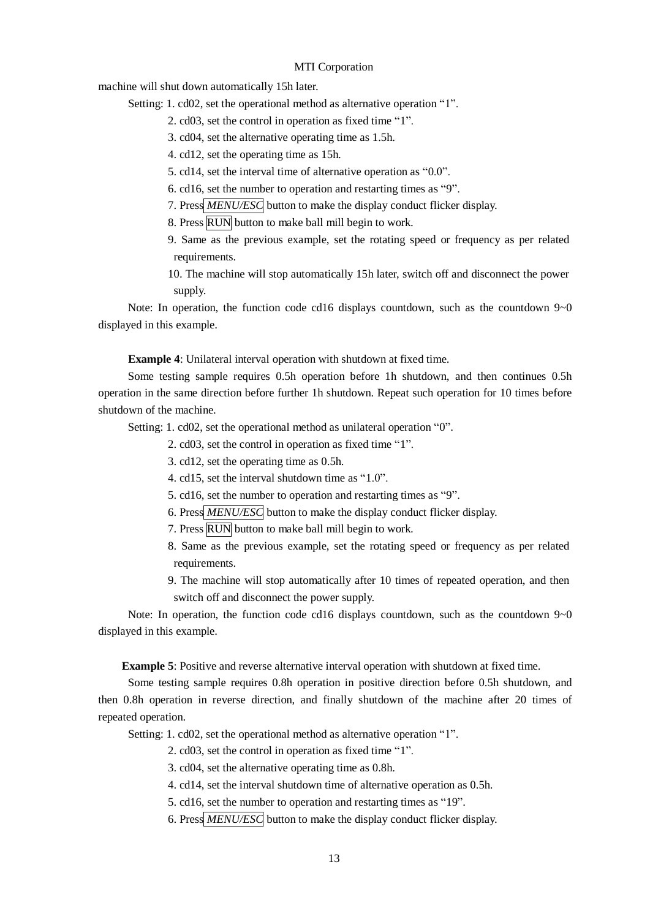machine will shut down automatically 15h later.

Setting: 1. cd02, set the operational method as alternative operation “1”.

2. cd03, set the control in operation as fixed time “1”.
3. cd04, set the alternative operating time as 1.5h.
4. cd12, set the operating time as 15h.
5. cd14, set the interval time of alternative operation as “0.0”.
6. cd16, set the number to operation and restarting times as “9”.
7. Press *MENU/ESC* button to make the display conduct flicker display.
8. Press RUN button to make ball mill begin to work.
9. Same as the previous example, set the rotating speed or frequency as per related requirements.
10. The machine will stop automatically 15h later, switch off and disconnect the power supply.

Note: In operation, the function code cd16 displays countdown, such as the countdown 9~0 displayed in this example.

**Example 4**: Unilateral interval operation with shutdown at fixed time.

Some testing sample requires 0.5h operation before 1h shutdown, and then continues 0.5h operation in the same direction before further 1h shutdown. Repeat such operation for 10 times before shutdown of the machine.

Setting: 1. cd02, set the operational method as unilateral operation “0”.

2. cd03, set the control in operation as fixed time “1”.
3. cd12, set the operating time as 0.5h.
4. cd15, set the interval shutdown time as “1.0”.
5. cd16, set the number to operation and restarting times as “9”.
6. Press *MENU/ESC* button to make the display conduct flicker display.
7. Press RUN button to make ball mill begin to work.
8. Same as the previous example, set the rotating speed or frequency as per related requirements.
9. The machine will stop automatically after 10 times of repeated operation, and then switch off and disconnect the power supply.

Note: In operation, the function code cd16 displays countdown, such as the countdown 9~0 displayed in this example.

**Example 5**: Positive and reverse alternative interval operation with shutdown at fixed time.

Some testing sample requires 0.8h operation in positive direction before 0.5h shutdown, and then 0.8h operation in reverse direction, and finally shutdown of the machine after 20 times of repeated operation.

Setting: 1. cd02, set the operational method as alternative operation “1”.

2. cd03, set the control in operation as fixed time “1”.
3. cd04, set the alternative operating time as 0.8h.
4. cd14, set the interval shutdown time of alternative operation as 0.5h.
5. cd16, set the number to operation and restarting times as “19”.
6. Press *MENU/ESC* button to make the display conduct flicker display.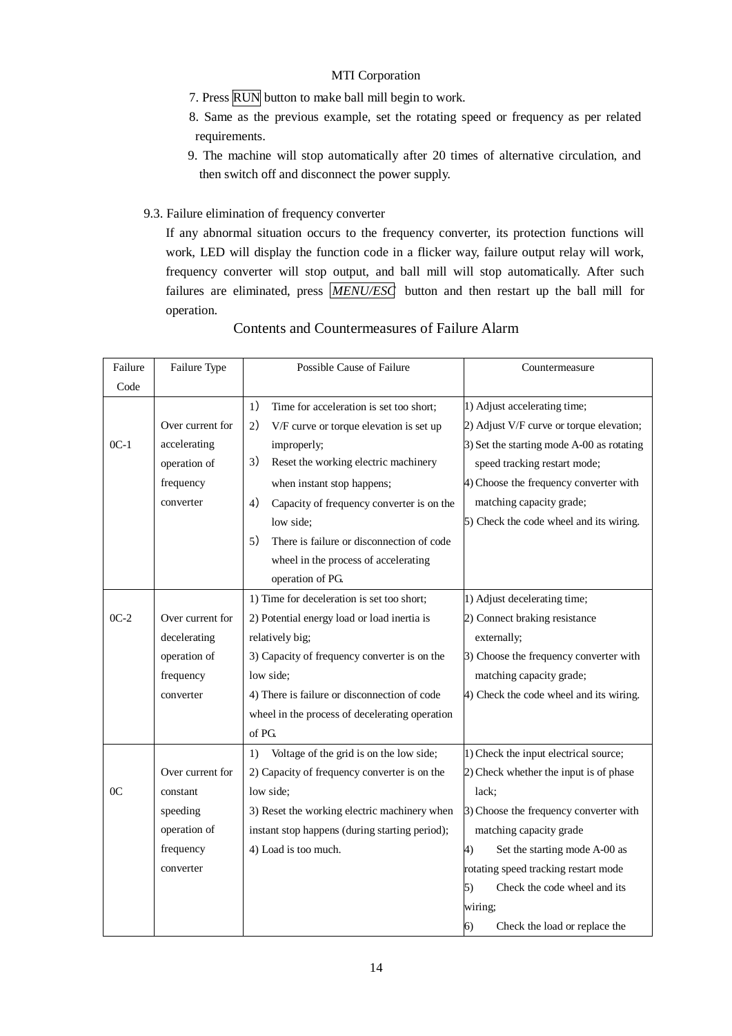7. Press RUN button to make ball mill begin to work.
8. Same as the previous example, set the rotating speed or frequency as per related requirements.
9. The machine will stop automatically after 20 times of alternative circulation, and then switch off and disconnect the power supply.

### 9.3. Failure elimination of frequency converter

If any abnormal situation occurs to the frequency converter, its protection functions will work, LED will display the function code in a flicker way, failure output relay will work, frequency converter will stop output, and ball mill will stop automatically. After such failures are eliminated, press *MENU/ESC* button and then restart up the ball mill for operation.

#### Contents and Countermeasures of Failure Alarm

| Failure Code | Failure Type | Possible Cause of Failure | Countermeasure |
|---|---|---|---|
| 0C-1 | Over current for accelerating operation of frequency converter | 1) Time for acceleration is set too short;<br>2) V/F curve or torque elevation is set up improperly;<br>3) Reset the working electric machinery when instant stop happens;<br>4) Capacity of frequency converter is on the low side;<br>5) There is failure or disconnection of code wheel in the process of accelerating operation of PG. | 1) Adjust accelerating time;<br>2) Adjust V/F curve or torque elevation;<br>3) Set the starting mode A-00 as rotating speed tracking restart mode;<br>4) Choose the frequency converter with matching capacity grade;<br>5) Check the code wheel and its wiring. |
| 0C-2 | Over current for decelerating operation of frequency converter | 1) Time for deceleration is set too short;<br>2) Potential energy load or load inertia is relatively big;<br>3) Capacity of frequency converter is on the low side;<br>4) There is failure or disconnection of code wheel in the process of decelerating operation of PG. | 1) Adjust decelerating time;<br>2) Connect braking resistance externally;<br>3) Choose the frequency converter with matching capacity grade;<br>4) Check the code wheel and its wiring. |
| 0C | Over current for constant speeding operation of frequency converter | 1) Voltage of the grid is on the low side;<br>2) Capacity of frequency converter is on the low side;<br>3) Reset the working electric machinery when instant stop happens (during starting period);<br>4) Load is too much. | 1) Check the input electrical source;<br>2) Check whether the input is of phase lack;<br>3) Choose the frequency converter with matching capacity grade<br>4) Set the starting mode A-00 as rotating speed tracking restart mode<br>5) Check the code wheel and its wiring;<br>6) Check the load or replace the |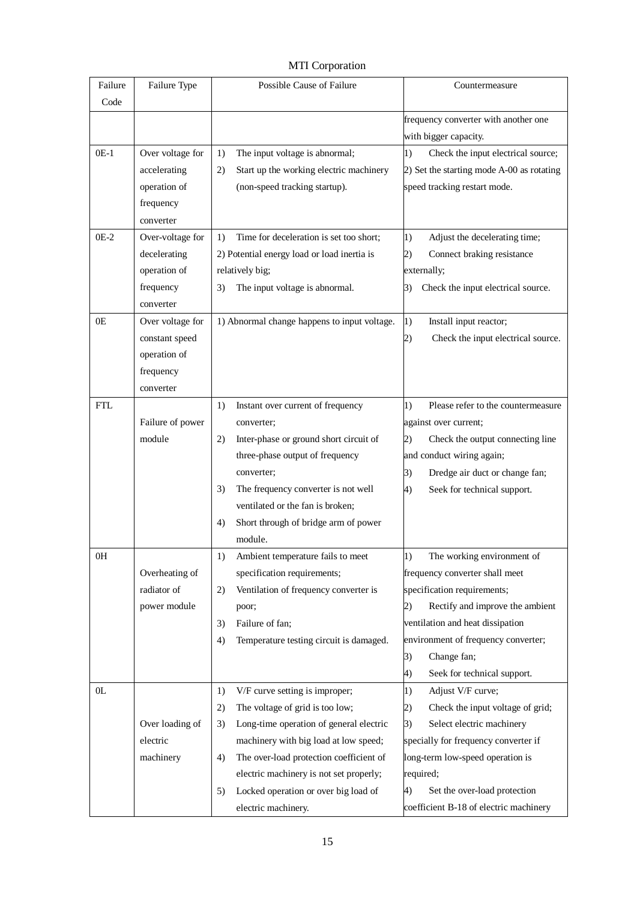| Failure Code | Failure Type | Possible Cause of Failure | Countermeasure |
|---|---|---|---|
| | | | frequency converter with another one with bigger capacity. |
| 0E-1 | Over voltage for accelerating operation of frequency converter | 1) The input voltage is abnormal;<br>2) Start up the working electric machinery (non-speed tracking startup). | 1) Check the input electrical source;<br>2) Set the starting mode A-00 as rotating speed tracking restart mode. |
| 0E-2 | Over-voltage for decelerating operation of frequency converter | 1) Time for deceleration is set too short;<br>2) Potential energy load or load inertia is relatively big;<br>3) The input voltage is abnormal. | 1) Adjust the decelerating time;<br>2) Connect braking resistance externally;<br>3) Check the input electrical source. |
| 0E | Over voltage for constant speed operation of frequency converter | 1) Abnormal change happens to input voltage. | 1) Install input reactor;<br>2) Check the input electrical source. |
| FTL | Failure of power module | 1) Instant over current of frequency converter;<br>2) Inter-phase or ground short circuit of three-phase output of frequency converter;<br>3) The frequency converter is not well ventilated or the fan is broken;<br>4) Short through of bridge arm of power module. | 1) Please refer to the countermeasure against over current;<br>2) Check the output connecting line and conduct wiring again;<br>3) Dredge air duct or change fan;<br>4) Seek for technical support. |
| 0H | Overheating of radiator of power module | 1) Ambient temperature fails to meet specification requirements;<br>2) Ventilation of frequency converter is poor;<br>3) Failure of fan;<br>4) Temperature testing circuit is damaged. | 1) The working environment of frequency converter shall meet specification requirements;<br>2) Rectify and improve the ambient ventilation and heat dissipation environment of frequency converter;<br>3) Change fan;<br>4) Seek for technical support. |
| 0L | Over loading of electric machinery | 1) V/F curve setting is improper;<br>2) The voltage of grid is too low;<br>3) Long-time operation of general electric machinery with big load at low speed;<br>4) The over-load protection coefficient of electric machinery is not set properly;<br>5) Locked operation or over big load of electric machinery. | 1) Adjust V/F curve;<br>2) Check the input voltage of grid;<br>3) Select electric machinery specially for frequency converter if long-term low-speed operation is required;<br>4) Set the over-load protection coefficient B-18 of electric machinery |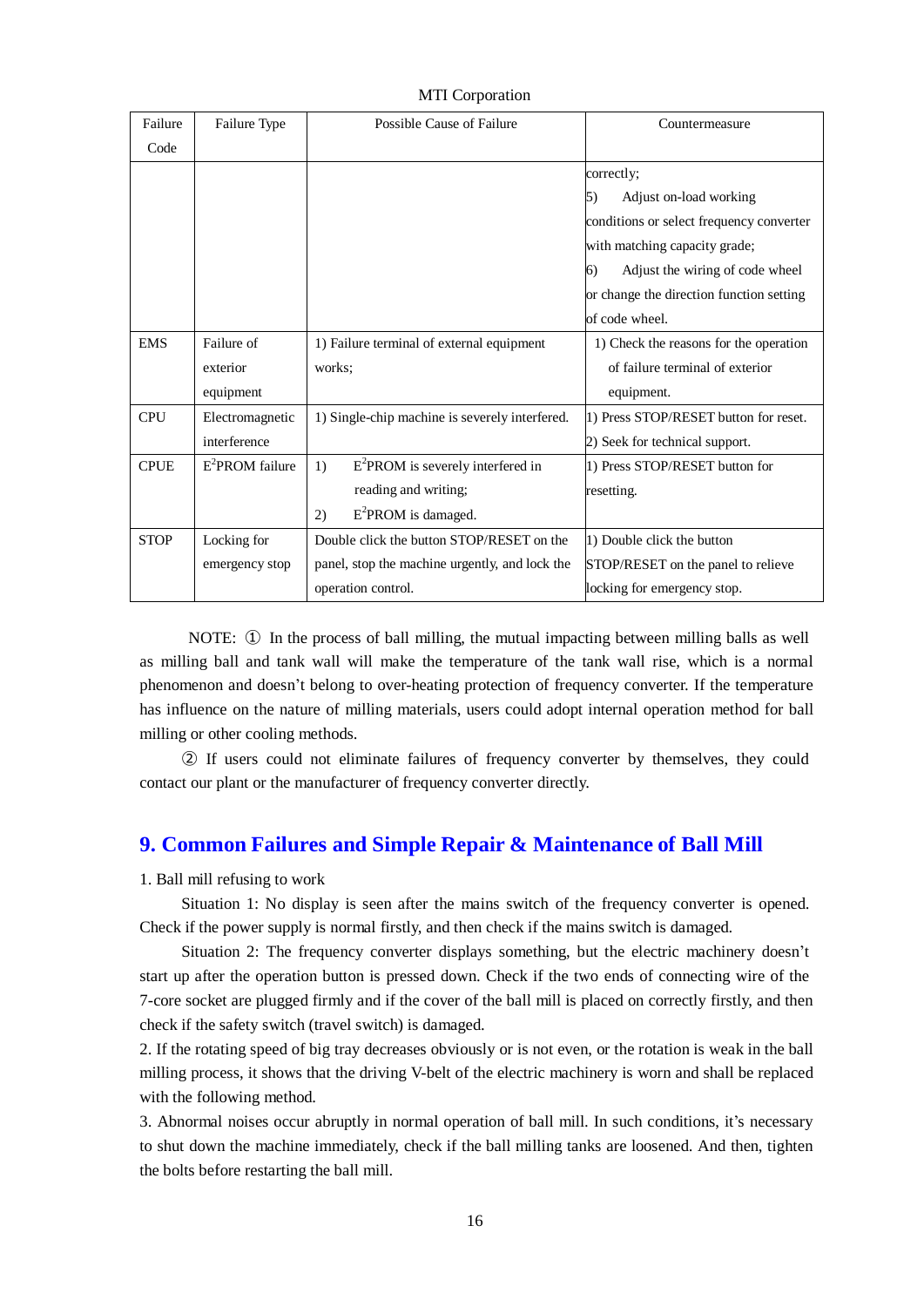| Failure Code | Failure Type | Possible Cause of Failure | Countermeasure |
|---|---|---|---|
| | | | correctly;<br>5) Adjust on-load working conditions or select frequency converter with matching capacity grade;<br>6) Adjust the wiring of code wheel or change the direction function setting of code wheel. |
| EMS | Failure of exterior equipment | 1) Failure terminal of external equipment works; | 1) Check the reasons for the operation of failure terminal of exterior equipment. |
| CPU | Electromagnetic interference | 1) Single-chip machine is severely interfered. | 1) Press STOP/RESET button for reset.<br>2) Seek for technical support. |
| CPUE | $E^2$PROM failure | 1) $E^2$PROM is severely interfered in reading and writing;<br>2) $E^2$PROM is damaged. | 1) Press STOP/RESET button for resetting. |
| STOP | Locking for emergency stop | Double click the button STOP/RESET on the panel, stop the machine urgently, and lock the operation control. | 1) Double click the button STOP/RESET on the panel to relieve locking for emergency stop. |

NOTE: ① In the process of ball milling, the mutual impacting between milling balls as well as milling ball and tank wall will make the temperature of the tank wall rise, which is a normal phenomenon and doesn't belong to over-heating protection of frequency converter. If the temperature has influence on the nature of milling materials, users could adopt internal operation method for ball milling or other cooling methods.

② If users could not eliminate failures of frequency converter by themselves, they could contact our plant or the manufacturer of frequency converter directly.

## 9. Common Failures and Simple Repair & Maintenance of Ball Mill

1. Ball mill refusing to work

Situation 1: No display is seen after the mains switch of the frequency converter is opened. Check if the power supply is normal firstly, and then check if the mains switch is damaged.

Situation 2: The frequency converter displays something, but the electric machinery doesn't start up after the operation button is pressed down. Check if the two ends of connecting wire of the 7-core socket are plugged firmly and if the cover of the ball mill is placed on correctly firstly, and then check if the safety switch (travel switch) is damaged.

2. If the rotating speed of big tray decreases obviously or is not even, or the rotation is weak in the ball milling process, it shows that the driving V-belt of the electric machinery is worn and shall be replaced with the following method.

3. Abnormal noises occur abruptly in normal operation of ball mill. In such conditions, it's necessary to shut down the machine immediately, check if the ball milling tanks are loosened. And then, tighten the bolts before restarting the ball mill.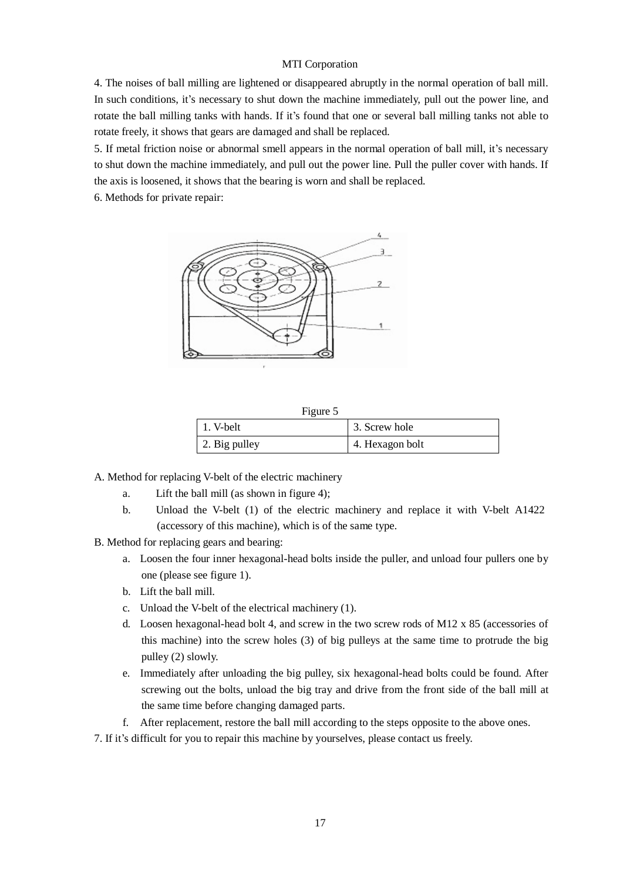4. The noises of ball milling are lightened or disappeared abruptly in the normal operation of ball mill. In such conditions, it's necessary to shut down the machine immediately, pull out the power line, and rotate the ball milling tanks with hands. If it's found that one or several ball milling tanks not able to rotate freely, it shows that gears are damaged and shall be replaced.

5. If metal friction noise or abnormal smell appears in the normal operation of ball mill, it's necessary to shut down the machine immediately, and pull out the power line. Pull the puller cover with hands. If the axis is loosened, it shows that the bearing is worn and shall be replaced.

6. Methods for private repair:

Figure 5

| 1. V-belt | 3. Screw hole |
|---|---|
| 2. Big pulley | 4. Hexagon bolt |

A. Method for replacing V-belt of the electric machinery

a. Lift the ball mill (as shown in figure 4);

b. Unload the V-belt (1) of the electric machinery and replace it with V-belt A1422 (accessory of this machine), which is of the same type.

B. Method for replacing gears and bearing:

a. Loosen the four inner hexagonal-head bolts inside the puller, and unload four pullers one by one (please see figure 1).

b. Lift the ball mill.

c. Unload the V-belt of the electrical machinery (1).

d. Loosen hexagonal-head bolt 4, and screw in the two screw rods of M12 x 85 (accessories of this machine) into the screw holes (3) of big pulleys at the same time to protrude the big pulley (2) slowly.

e. Immediately after unloading the big pulley, six hexagonal-head bolts could be found. After screwing out the bolts, unload the big tray and drive from the front side of the ball mill at the same time before changing damaged parts.

f. After replacement, restore the ball mill according to the steps opposite to the above ones.

7. If it's difficult for you to repair this machine by yourselves, please contact us freely.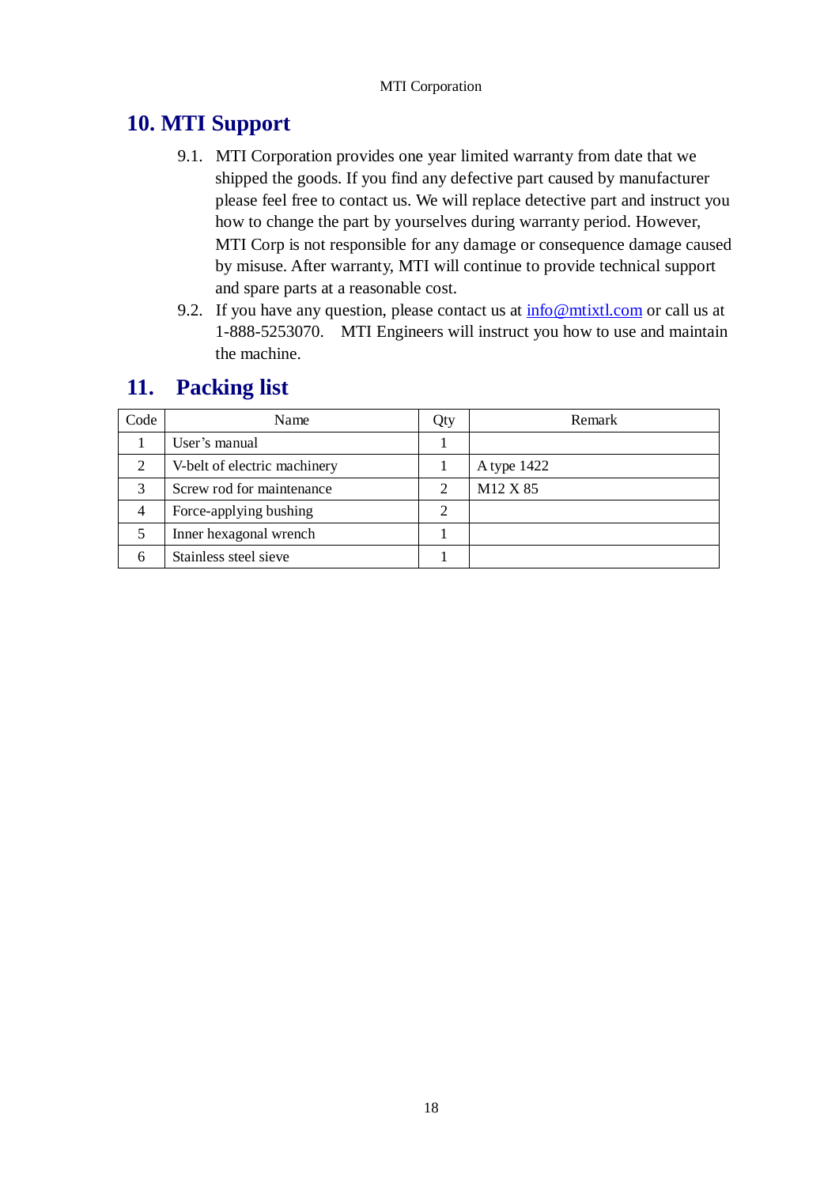# 10. MTI Support

9.1. MTI Corporation provides one year limited warranty from date that we shipped the goods. If you find any defective part caused by manufacturer please feel free to contact us. We will replace detective part and instruct you how to change the part by yourselves during warranty period. However, MTI Corp is not responsible for any damage or consequence damage caused by misuse. After warranty, MTI will continue to provide technical support and spare parts at a reasonable cost.

9.2. If you have any question, please contact us at info@mtixtl.com or call us at 1-888-5253070. MTI Engineers will instruct you how to use and maintain the machine.

# 11. Packing list

| Code | Name | Qty | Remark |
|---|---|---|---|
| 1 | User's manual | 1 | |
| 2 | V-belt of electric machinery | 1 | A type 1422 |
| 3 | Screw rod for maintenance | 2 | M12 X 85 |
| 4 | Force-applying bushing | 2 | |
| 5 | Inner hexagonal wrench | 1 | |
| 6 | Stainless steel sieve | 1 | |